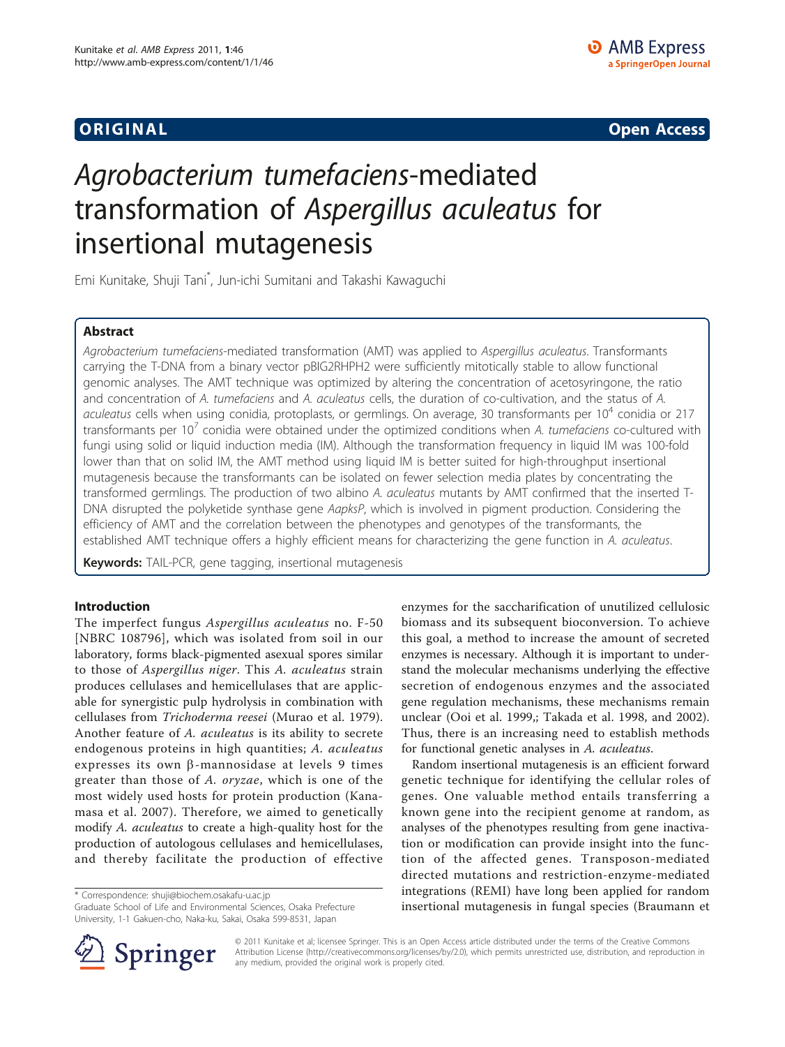**ORIGINAL** **Open Access**

# *Agrobacterium tumefaciens*-mediated transformation of *Aspergillus aculeatus* for insertional mutagenesis

Emi Kunitake, Shuji Tani*, Jun-ichi Sumitani and Takashi Kawaguchi

## Abstract

*Agrobacterium tumefaciens*-mediated transformation (AMT) was applied to *Aspergillus aculeatus*. Transformants carrying the T-DNA from a binary vector pBIG2RHPH2 were sufficiently mitotically stable to allow functional genomic analyses. The AMT technique was optimized by altering the concentration of acetosyringone, the ratio and concentration of *A. tumefaciens* and *A. aculeatus* cells, the duration of co-cultivation, and the status of *A. aculeatus* cells when using conidia, protoplasts, or germlings. On average, 30 transformants per $10^4$ conidia or 217 transformants per $10^7$ conidia were obtained under the optimized conditions when *A. tumefaciens* co-cultured with fungi using solid or liquid induction media (IM). Although the transformation frequency in liquid IM was 100-fold lower than that on solid IM, the AMT method using liquid IM is better suited for high-throughput insertional mutagenesis because the transformants can be isolated on fewer selection media plates by concentrating the transformed germlings. The production of two albino *A. aculeatus* mutants by AMT confirmed that the inserted T-DNA disrupted the polyketide synthase gene *AapksP*, which is involved in pigment production. Considering the efficiency of AMT and the correlation between the phenotypes and genotypes of the transformants, the established AMT technique offers a highly efficient means for characterizing the gene function in *A. aculeatus*.

**Keywords:** TAIL-PCR, gene tagging, insertional mutagenesis

## Introduction

The imperfect fungus *Aspergillus aculeatus* no. F-50 [NBRC 108796], which was isolated from soil in our laboratory, forms black-pigmented asexual spores similar to those of *Aspergillus niger*. This *A. aculeatus* strain produces cellulases and hemicellulases that are applicable for synergistic pulp hydrolysis in combination with cellulases from *Trichoderma reesei* (Murao et al. 1979). Another feature of *A. aculeatus* is its ability to secrete endogenous proteins in high quantities; *A. aculeatus* expresses its own β-mannosidase at levels 9 times greater than those of *A. oryzae*, which is one of the most widely used hosts for protein production (Kanamasa et al. 2007). Therefore, we aimed to genetically modify *A. aculeatus* to create a high-quality host for the production of autologous cellulases and hemicellulases, and thereby facilitate the production of effective enzymes for the saccharification of unutilized cellulosic biomass and its subsequent bioconversion. To achieve this goal, a method to increase the amount of secreted enzymes is necessary. Although it is important to understand the molecular mechanisms underlying the effective secretion of endogenous enzymes and the associated gene regulation mechanisms, these mechanisms remain unclear (Ooi et al. 1999,; Takada et al. 1998, and 2002). Thus, there is an increasing need to establish methods for functional genetic analyses in *A. aculeatus*.

Random insertional mutagenesis is an efficient forward genetic technique for identifying the cellular roles of genes. One valuable method entails transferring a known gene into the recipient genome at random, as analyses of the phenotypes resulting from gene inactivation or modification can provide insight into the function of the affected genes. Transposon-mediated directed mutations and restriction-enzyme-mediated integrations (REMI) have long been applied for random insertional mutagenesis in fungal species (Braumann et

* Correspondence: shuji@biochem.osakafu-u.ac.jp
Graduate School of Life and Environmental Sciences, Osaka Prefecture University, 1-1 Gakuen-cho, Naka-ku, Sakai, Osaka 599-8531, Japan

© 2011 Kunitake et al; licensee Springer. This is an Open Access article distributed under the terms of the Creative Commons Attribution License (http://creativecommons.org/licenses/by/2.0), which permits unrestricted use, distribution, and reproduction in any medium, provided the original work is properly cited.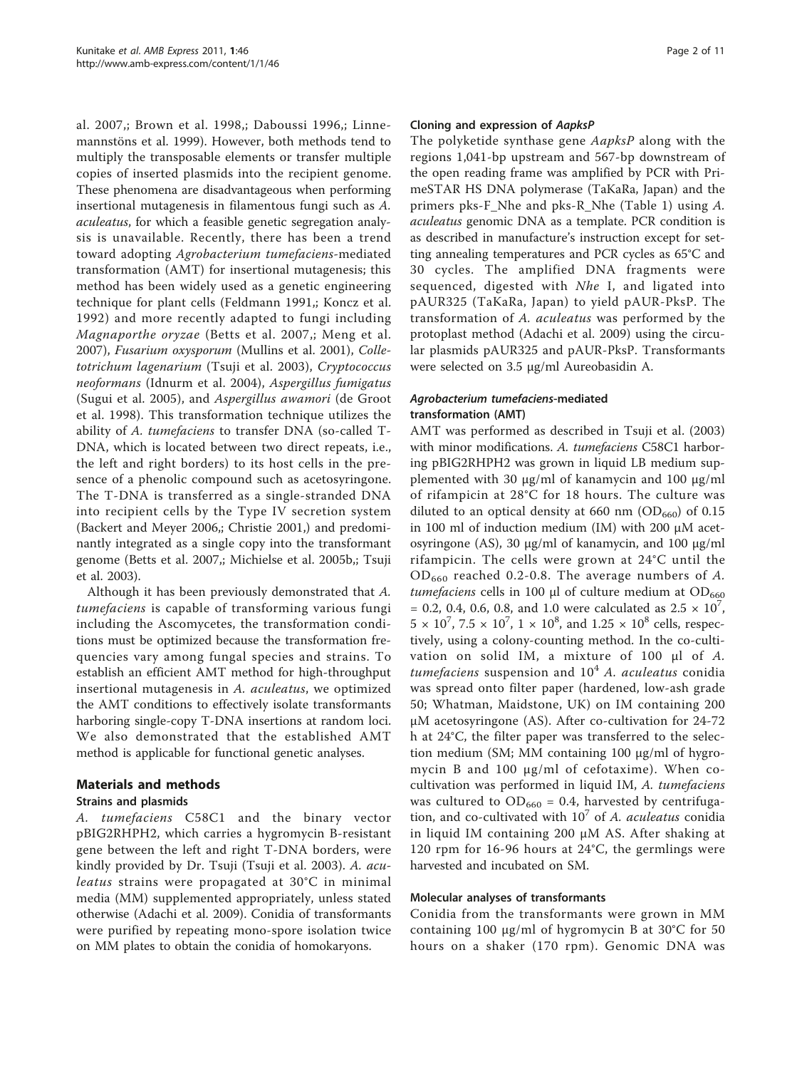al. 2007,; Brown et al. 1998,; Daboussi 1996,; Linnemannstöns et al. 1999). However, both methods tend to multiply the transposable elements or transfer multiple copies of inserted plasmids into the recipient genome. These phenomena are disadvantageous when performing insertional mutagenesis in filamentous fungi such as *A. aculeatus*, for which a feasible genetic segregation analysis is unavailable. Recently, there has been a trend toward adopting *Agrobacterium tumefaciens*-mediated transformation (AMT) for insertional mutagenesis; this method has been widely used as a genetic engineering technique for plant cells (Feldmann 1991,; Koncz et al. 1992) and more recently adapted to fungi including *Magnaporthe oryzae* (Betts et al. 2007,; Meng et al. 2007), *Fusarium oxysporum* (Mullins et al. 2001), *Colletotrichum lagenarium* (Tsuji et al. 2003), *Cryptococcus neoformans* (Idnurm et al. 2004), *Aspergillus fumigatus* (Sugui et al. 2005), and *Aspergillus awamori* (de Groot et al. 1998). This transformation technique utilizes the ability of *A. tumefaciens* to transfer DNA (so-called T-DNA, which is located between two direct repeats, i.e., the left and right borders) to its host cells in the presence of a phenolic compound such as acetosyringone. The T-DNA is transferred as a single-stranded DNA into recipient cells by the Type IV secretion system (Backert and Meyer 2006,; Christie 2001,) and predominantly integrated as a single copy into the transformant genome (Betts et al. 2007,; Michielse et al. 2005b,; Tsuji et al. 2003).

Although it has been previously demonstrated that *A. tumefaciens* is capable of transforming various fungi including the Ascomycetes, the transformation conditions must be optimized because the transformation frequencies vary among fungal species and strains. To establish an efficient AMT method for high-throughput insertional mutagenesis in *A. aculeatus*, we optimized the AMT conditions to effectively isolate transformants harboring single-copy T-DNA insertions at random loci. We also demonstrated that the established AMT method is applicable for functional genetic analyses.

## Materials and methods

### Strains and plasmids

*A. tumefaciens* C58C1 and the binary vector pBIG2RHPH2, which carries a hygromycin B-resistant gene between the left and right T-DNA borders, were kindly provided by Dr. Tsuji (Tsuji et al. 2003). *A. aculeatus* strains were propagated at 30°C in minimal media (MM) supplemented appropriately, unless stated otherwise (Adachi et al. 2009). Conidia of transformants were purified by repeating mono-spore isolation twice on MM plates to obtain the conidia of homokaryons.

### Cloning and expression of *AapksP*

The polyketide synthase gene *AapksP* along with the regions 1,041-bp upstream and 567-bp downstream of the open reading frame was amplified by PCR with PrimeSTAR HS DNA polymerase (TaKaRa, Japan) and the primers pks-F_Nhe and pks-R_Nhe (Table 1) using *A. aculeatus* genomic DNA as a template. PCR condition is as described in manufacture's instruction except for setting annealing temperatures and PCR cycles as 65°C and 30 cycles. The amplified DNA fragments were sequenced, digested with *Nhe* I, and ligated into pAUR325 (TaKaRa, Japan) to yield pAUR-PksP. The transformation of *A. aculeatus* was performed by the protoplast method (Adachi et al. 2009) using the circular plasmids pAUR325 and pAUR-PksP. Transformants were selected on 3.5 μg/ml Aureobasidin A.

### *Agrobacterium tumefaciens*-mediated transformation (AMT)

AMT was performed as described in Tsuji et al. (2003) with minor modifications. *A. tumefaciens* C58C1 harboring pBIG2RHPH2 was grown in liquid LB medium supplemented with 30 μg/ml of kanamycin and 100 μg/ml of rifampicin at 28°C for 18 hours. The culture was diluted to an optical density at 660 nm ($OD_{660}$) of 0.15 in 100 ml of induction medium (IM) with 200 μM acetosyringone (AS), 30 μg/ml of kanamycin, and 100 μg/ml rifampicin. The cells were grown at 24°C until the $OD_{660}$ reached 0.2-0.8. The average numbers of *A. tumefaciens* cells in 100 μl of culture medium at $OD_{660}$ = 0.2, 0.4, 0.6, 0.8, and 1.0 were calculated as $2.5 \times 10^7$, $5 \times 10^7$, $7.5 \times 10^7$, $1 \times 10^8$, and $1.25 \times 10^8$ cells, respectively, using a colony-counting method. In the co-cultivation on solid IM, a mixture of 100 μl of *A. tumefaciens* suspension and $10^4$ *A. aculeatus* conidia was spread onto filter paper (hardened, low-ash grade 50; Whatman, Maidstone, UK) on IM containing 200 μM acetosyringone (AS). After co-cultivation for 24-72 h at 24°C, the filter paper was transferred to the selection medium (SM; MM containing 100 μg/ml of hygromycin B and 100 μg/ml of cefotaxime). When co-cultivation was performed in liquid IM, *A. tumefaciens* was cultured to $OD_{660}$ = 0.4, harvested by centrifugation, and co-cultivated with $10^7$ of *A. aculeatus* conidia in liquid IM containing 200 μM AS. After shaking at 120 rpm for 16-96 hours at 24°C, the germlings were harvested and incubated on SM.

### Molecular analyses of transformants

Conidia from the transformants were grown in MM containing 100 μg/ml of hygromycin B at 30°C for 50 hours on a shaker (170 rpm). Genomic DNA was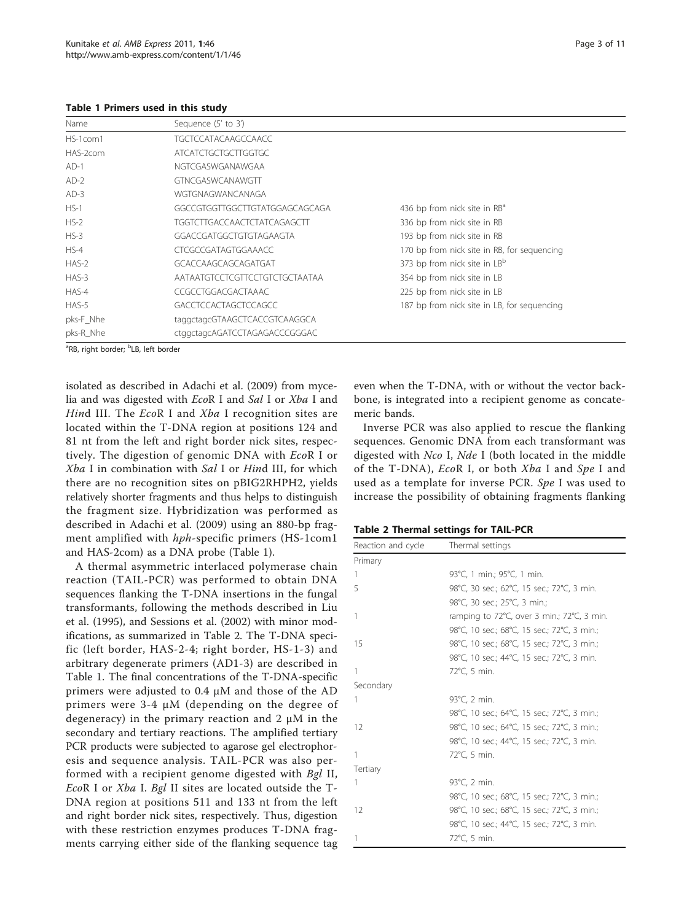**Table 1 Primers used in this study**

| Name | Sequence (5' to 3') | |
|---|---|---|
| HS-1com1 | TGCTCCATACAAGCCAACC | |
| HAS-2com | ATCATCTGCTGCTTGGTGC | |
| AD-1 | NGTCGASWGANAWGAA | |
| AD-2 | GTNCGASWCANAWGTT | |
| AD-3 | WGTGNAGWANCANAGA | |
| HS-1 | GGCCGTGGTTGGCTTGTATGGAGCAGCAGA | 436 bp from nick site in RB[a] |
| HS-2 | TGGTCTTGACCAACTCTATCAGAGCTT | 336 bp from nick site in RB |
| HS-3 | GGACCGATGGCTGTGTAGAAGTA | 193 bp from nick site in RB |
| HS-4 | CTCGCCGATAGTGGAAACC | 170 bp from nick site in RB, for sequencing |
| HAS-2 | GCACCAAGCAGCAGATGAT | 373 bp from nick site in LB[b] |
| HAS-3 | AATAATGTCCTCGTTCCTGTCTGCTAATAA | 354 bp from nick site in LB |
| HAS-4 | CCGCCTGGACGACTAAAC | 225 bp from nick site in LB |
| HAS-5 | GACCTCCACTAGCTCCAGCC | 187 bp from nick site in LB, for sequencing |
| pks-F_Nhe | taggctagcGTAAGCTCACCGTCAAGGCA | |
| pks-R_Nhe | ctggctagcAGATCCTAGAGACCCGGGAC | |

[a]RB, right border; [b]LB, left border

isolated as described in Adachi et al. (2009) from mycelia and was digested with *Eco*R I and *Sal* I or *Xba* I and *Hin*d III. The *Eco*R I and *Xba* I recognition sites are located within the T-DNA region at positions 124 and 81 nt from the left and right border nick sites, respectively. The digestion of genomic DNA with *Eco*R I or *Xba* I in combination with *Sal* I or *Hin*d III, for which there are no recognition sites on pBIG2RHPH2, yields relatively shorter fragments and thus helps to distinguish the fragment size. Hybridization was performed as described in Adachi et al. (2009) using an 880-bp fragment amplified with *hph*-specific primers (HS-1com1 and HAS-2com) as a DNA probe (Table 1).

A thermal asymmetric interlaced polymerase chain reaction (TAIL-PCR) was performed to obtain DNA sequences flanking the T-DNA insertions in the fungal transformants, following the methods described in Liu et al. (1995), and Sessions et al. (2002) with minor modifications, as summarized in Table 2. The T-DNA specific (left border, HAS-2-4; right border, HS-1-3) and arbitrary degenerate primers (AD1-3) are described in Table 1. The final concentrations of the T-DNA-specific primers were adjusted to 0.4 μM and those of the AD primers were 3-4 μM (depending on the degree of degeneracy) in the primary reaction and 2 μM in the secondary and tertiary reactions. The amplified tertiary PCR products were subjected to agarose gel electrophoresis and sequence analysis. TAIL-PCR was also performed with a recipient genome digested with *Bgl* II, *Eco*R I or *Xba* I. *Bgl* II sites are located outside the T-DNA region at positions 511 and 133 nt from the left and right border nick sites, respectively. Thus, digestion with these restriction enzymes produces T-DNA fragments carrying either side of the flanking sequence tag even when the T-DNA, with or without the vector backbone, is integrated into a recipient genome as concatemeric bands.

Inverse PCR was also applied to rescue the flanking sequences. Genomic DNA from each transformant was digested with *Nco* I, *Nde* I (both located in the middle of the T-DNA), *Eco*R I, or both *Xba* I and *Spe* I and used as a template for inverse PCR. *Spe* I was used to increase the possibility of obtaining fragments flanking

**Table 2 Thermal settings for TAIL-PCR**

| Reaction and cycle | Thermal settings |
|---|---|
| Primary | |
| 1 | 93°C, 1 min.; 95°C, 1 min. |
| 5 | 98°C, 30 sec.; 62°C, 15 sec.; 72°C, 3 min. |
| 1 | 98°C, 30 sec.; 25°C, 3 min.; ramping to 72°C, over 3 min.; 72°C, 3 min. |
| 15 | 98°C, 10 sec.; 68°C, 15 sec.; 72°C, 3 min.; 98°C, 10 sec.; 68°C, 15 sec.; 72°C, 3 min.; 98°C, 10 sec.; 44°C, 15 sec.; 72°C, 3 min. |
| 1 | 72°C, 5 min. |
| Secondary | |
| 1 | 93°C, 2 min. |
| 12 | 98°C, 10 sec.; 64°C, 15 sec.; 72°C, 3 min.; 98°C, 10 sec.; 64°C, 15 sec.; 72°C, 3 min.; 98°C, 10 sec.; 44°C, 15 sec.; 72°C, 3 min. |
| 1 | 72°C, 5 min. |
| Tertiary | |
| 1 | 93°C, 2 min. |
| 12 | 98°C, 10 sec.; 68°C, 15 sec.; 72°C, 3 min.; 98°C, 10 sec.; 68°C, 15 sec.; 72°C, 3 min.; 98°C, 10 sec.; 44°C, 15 sec.; 72°C, 3 min. |
| 1 | 72°C, 5 min. |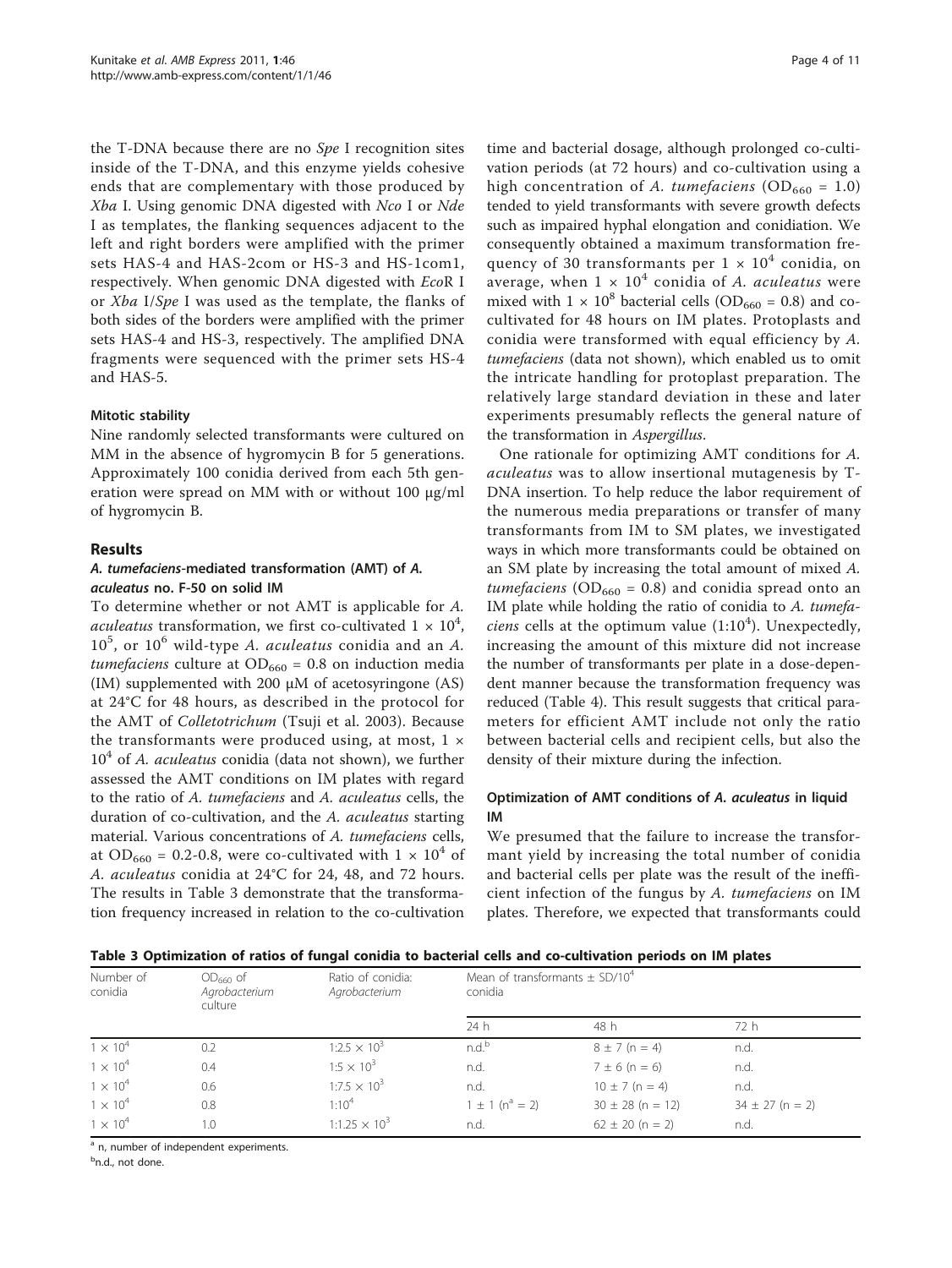the T-DNA because there are no *Spe* I recognition sites inside of the T-DNA, and this enzyme yields cohesive ends that are complementary with those produced by *Xba* I. Using genomic DNA digested with *Nco* I or *Nde* I as templates, the flanking sequences adjacent to the left and right borders were amplified with the primer sets HAS-4 and HAS-2com or HS-3 and HS-1com1, respectively. When genomic DNA digested with *EcoR* I or *Xba* I/*Spe* I was used as the template, the flanks of both sides of the borders were amplified with the primer sets HAS-4 and HS-3, respectively. The amplified DNA fragments were sequenced with the primer sets HS-4 and HAS-5.

#### Mitotic stability

Nine randomly selected transformants were cultured on MM in the absence of hygromycin B for 5 generations. Approximately 100 conidia derived from each 5th generation were spread on MM with or without 100 μg/ml of hygromycin B.

## Results

### *A. tumefaciens*-mediated transformation (AMT) of *A. aculeatus* no. F-50 on solid IM

To determine whether or not AMT is applicable for *A. aculeatus* transformation, we first co-cultivated $1 \times 10^4$, $10^5$, or $10^6$ wild-type *A. aculeatus* conidia and an *A. tumefaciens* culture at $OD_{660} = 0.8$ on induction media (IM) supplemented with 200 μM of acetosyringone (AS) at 24°C for 48 hours, as described in the protocol for the AMT of *Colletotrichum* (Tsuji et al. 2003). Because the transformants were produced using, at most, $1 \times 10^4$ of *A. aculeatus* conidia (data not shown), we further assessed the AMT conditions on IM plates with regard to the ratio of *A. tumefaciens* and *A. aculeatus* cells, the duration of co-cultivation, and the *A. aculeatus* starting material. Various concentrations of *A. tumefaciens* cells, at $OD_{660} = 0.2\text{-}0.8$, were co-cultivated with $1 \times 10^4$ of *A. aculeatus* conidia at 24°C for 24, 48, and 72 hours. The results in Table 3 demonstrate that the transformation frequency increased in relation to the co-cultivation time and bacterial dosage, although prolonged co-cultivation periods (at 72 hours) and co-cultivation using a high concentration of *A. tumefaciens* ($OD_{660} = 1.0$) tended to yield transformants with severe growth defects such as impaired hyphal elongation and conidiation. We consequently obtained a maximum transformation frequency of 30 transformants per $1 \times 10^4$ conidia, on average, when $1 \times 10^4$ conidia of *A. aculeatus* were mixed with $1 \times 10^8$ bacterial cells ($OD_{660} = 0.8$) and co-cultivated for 48 hours on IM plates. Protoplasts and conidia were transformed with equal efficiency by *A. tumefaciens* (data not shown), which enabled us to omit the intricate handling for protoplast preparation. The relatively large standard deviation in these and later experiments presumably reflects the general nature of the transformation in *Aspergillus*.

One rationale for optimizing AMT conditions for *A. aculeatus* was to allow insertional mutagenesis by T-DNA insertion. To help reduce the labor requirement of the numerous media preparations or transfer of many transformants from IM to SM plates, we investigated ways in which more transformants could be obtained on an SM plate by increasing the total amount of mixed *A. tumefaciens* ($OD_{660} = 0.8$) and conidia spread onto an IM plate while holding the ratio of conidia to *A. tumefaciens* cells at the optimum value ($1{:}10^4$). Unexpectedly, increasing the amount of this mixture did not increase the number of transformants per plate in a dose-dependent manner because the transformation frequency was reduced (Table 4). This result suggests that critical parameters for efficient AMT include not only the ratio between bacterial cells and recipient cells, but also the density of their mixture during the infection.

### Optimization of AMT conditions of *A. aculeatus* in liquid IM

We presumed that the failure to increase the transformant yield by increasing the total number of conidia and bacterial cells per plate was the result of the inefficient infection of the fungus by *A. tumefaciens* on IM plates. Therefore, we expected that transformants could

**Table 3 Optimization of ratios of fungal conidia to bacterial cells and co-cultivation periods on IM plates**

| Number of conidia | $OD_{660}$ of *Agrobacterium* culture | Ratio of conidia: *Agrobacterium* | Mean of transformants ± SD/$10^4$ conidia | | |
|---|---|---|---|---|---|
| | | | 24 h | 48 h | 72 h |
| $1 \times 10^4$ | 0.2 | $1{:}2.5 \times 10^3$ | n.d.[b] | 8 ± 7 (n = 4) | n.d. |
| $1 \times 10^4$ | 0.4 | $1{:}5 \times 10^3$ | n.d. | 7 ± 6 (n = 6) | n.d. |
| $1 \times 10^4$ | 0.6 | $1{:}7.5 \times 10^3$ | n.d. | 10 ± 7 (n = 4) | n.d. |
| $1 \times 10^4$ | 0.8 | $1{:}10^4$ | 1 ± 1 (n[a] = 2) | 30 ± 28 (n = 12) | 34 ± 27 (n = 2) |
| $1 \times 10^4$ | 1.0 | $1{:}1.25 \times 10^3$ | n.d. | 62 ± 20 (n = 2) | n.d. |

[a] n, number of independent experiments.

[b] n.d., not done.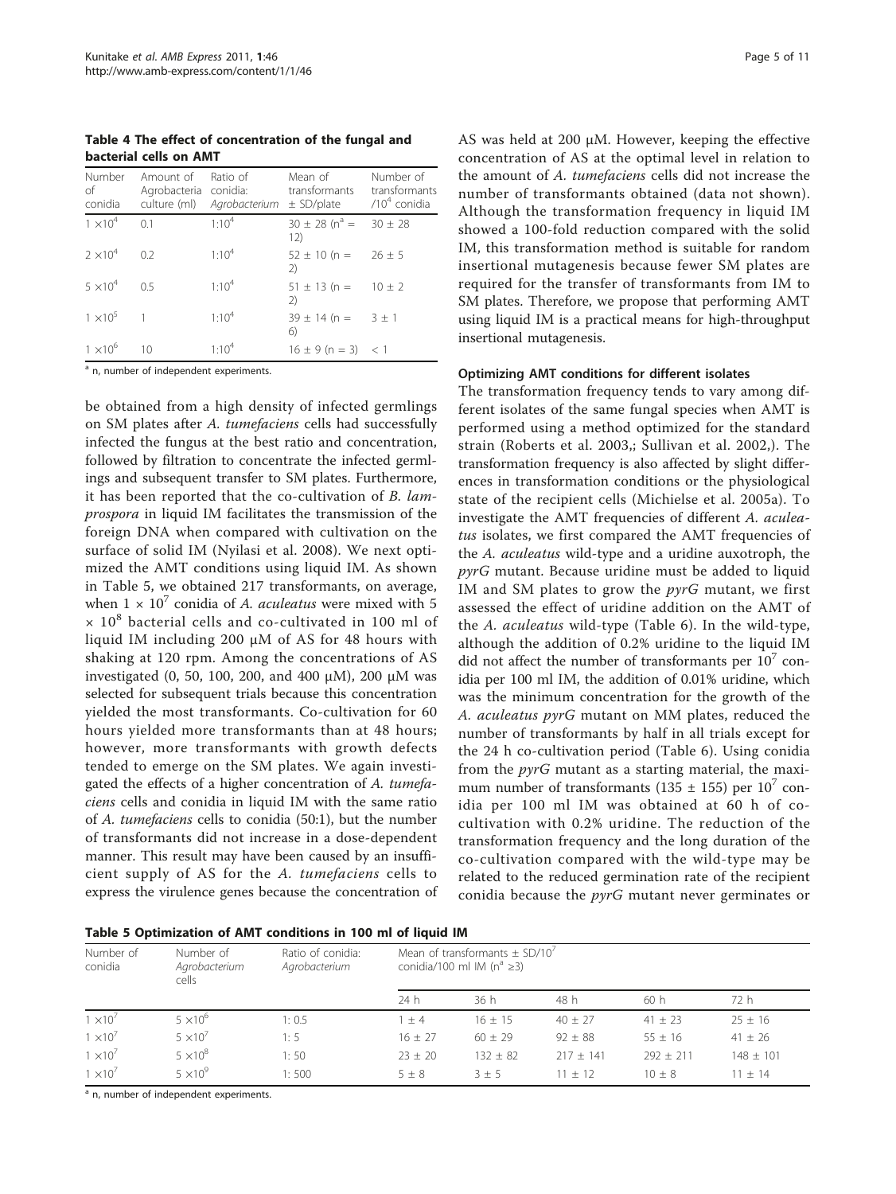**Table 4 The effect of concentration of the fungal and bacterial cells on AMT**

| Number of conidia | Amount of Agrobacteria culture (ml) | Ratio of conidia: *Agrobacterium* | Mean of transformants ± SD/plate | Number of transformants /$10^4$ conidia |
|---|---|---|---|---|
| $1 \times 10^4$ | 0.1 | $1:10^4$ | 30 ± 28 ($n^a$ = 12) | 30 ± 28 |
| $2 \times 10^4$ | 0.2 | $1:10^4$ | 52 ± 10 (n = 2) | 26 ± 5 |
| $5 \times 10^4$ | 0.5 | $1:10^4$ | 51 ± 13 (n = 2) | 10 ± 2 |
| $1 \times 10^5$ | 1 | $1:10^4$ | 39 ± 14 (n = 6) | 3 ± 1 |
| $1 \times 10^6$ | 10 | $1:10^4$ | 16 ± 9 (n = 3) | < 1 |

[a] n, number of independent experiments.

be obtained from a high density of infected germlings on SM plates after *A. tumefaciens* cells had successfully infected the fungus at the best ratio and concentration, followed by filtration to concentrate the infected germlings and subsequent transfer to SM plates. Furthermore, it has been reported that the co-cultivation of *B. lamprospora* in liquid IM facilitates the transmission of the foreign DNA when compared with cultivation on the surface of solid IM (Nyilasi et al. 2008). We next optimized the AMT conditions using liquid IM. As shown in Table 5, we obtained 217 transformants, on average, when $1 \times 10^7$ conidia of *A. aculeatus* were mixed with $5 \times 10^8$ bacterial cells and co-cultivated in 100 ml of liquid IM including 200 μM of AS for 48 hours with shaking at 120 rpm. Among the concentrations of AS investigated (0, 50, 100, 200, and 400 μM), 200 μM was selected for subsequent trials because this concentration yielded the most transformants. Co-cultivation for 60 hours yielded more transformants than at 48 hours; however, more transformants with growth defects tended to emerge on the SM plates. We again investigated the effects of a higher concentration of *A. tumefaciens* cells and conidia in liquid IM with the same ratio of *A. tumefaciens* cells to conidia (50:1), but the number of transformants did not increase in a dose-dependent manner. This result may have been caused by an insufficient supply of AS for the *A. tumefaciens* cells to express the virulence genes because the concentration of AS was held at 200 μM. However, keeping the effective concentration of AS at the optimal level in relation to the amount of *A. tumefaciens* cells did not increase the number of transformants obtained (data not shown). Although the transformation frequency in liquid IM showed a 100-fold reduction compared with the solid IM, this transformation method is suitable for random insertional mutagenesis because fewer SM plates are required for the transfer of transformants from IM to SM plates. Therefore, we propose that performing AMT using liquid IM is a practical means for high-throughput insertional mutagenesis.

### Optimizing AMT conditions for different isolates

The transformation frequency tends to vary among different isolates of the same fungal species when AMT is performed using a method optimized for the standard strain (Roberts et al. 2003,; Sullivan et al. 2002,). The transformation frequency is also affected by slight differences in transformation conditions or the physiological state of the recipient cells (Michielse et al. 2005a). To investigate the AMT frequencies of different *A. aculeatus* isolates, we first compared the AMT frequencies of the *A. aculeatus* wild-type and a uridine auxotroph, the *pyrG* mutant. Because uridine must be added to liquid IM and SM plates to grow the *pyrG* mutant, we first assessed the effect of uridine addition on the AMT of the *A. aculeatus* wild-type (Table 6). In the wild-type, although the addition of 0.2% uridine to the liquid IM did not affect the number of transformants per $10^7$ conidia per 100 ml IM, the addition of 0.01% uridine, which was the minimum concentration for the growth of the *A. aculeatus pyrG* mutant on MM plates, reduced the number of transformants by half in all trials except for the 24 h co-cultivation period (Table 6). Using conidia from the *pyrG* mutant as a starting material, the maximum number of transformants (135 ± 155) per $10^7$ conidia per 100 ml IM was obtained at 60 h of co-cultivation with 0.2% uridine. The reduction of the transformation frequency and the long duration of the co-cultivation compared with the wild-type may be related to the reduced germination rate of the recipient conidia because the *pyrG* mutant never germinates or

**Table 5 Optimization of AMT conditions in 100 ml of liquid IM**

| Number of conidia | Number of *Agrobacterium* cells | Ratio of conidia: *Agrobacterium* | Mean of transformants ± SD/$10^7$ conidia/100 ml IM ($n^a$ ≥3) | | | | |
|---|---|---|---|---|---|---|---|
| | | | 24 h | 36 h | 48 h | 60 h | 72 h |
| $1 \times 10^7$ | $5 \times 10^6$ | 1: 0.5 | 1 ± 4 | 16 ± 15 | 40 ± 27 | 41 ± 23 | 25 ± 16 |
| $1 \times 10^7$ | $5 \times 10^7$ | 1: 5 | 16 ± 27 | 60 ± 29 | 92 ± 88 | 55 ± 16 | 41 ± 26 |
| $1 \times 10^7$ | $5 \times 10^8$ | 1: 50 | 23 ± 20 | 132 ± 82 | 217 ± 141 | 292 ± 211 | 148 ± 101 |
| $1 \times 10^7$ | $5 \times 10^9$ | 1: 500 | 5 ± 8 | 3 ± 5 | 11 ± 12 | 10 ± 8 | 11 ± 14 |

[a] n, number of independent experiments.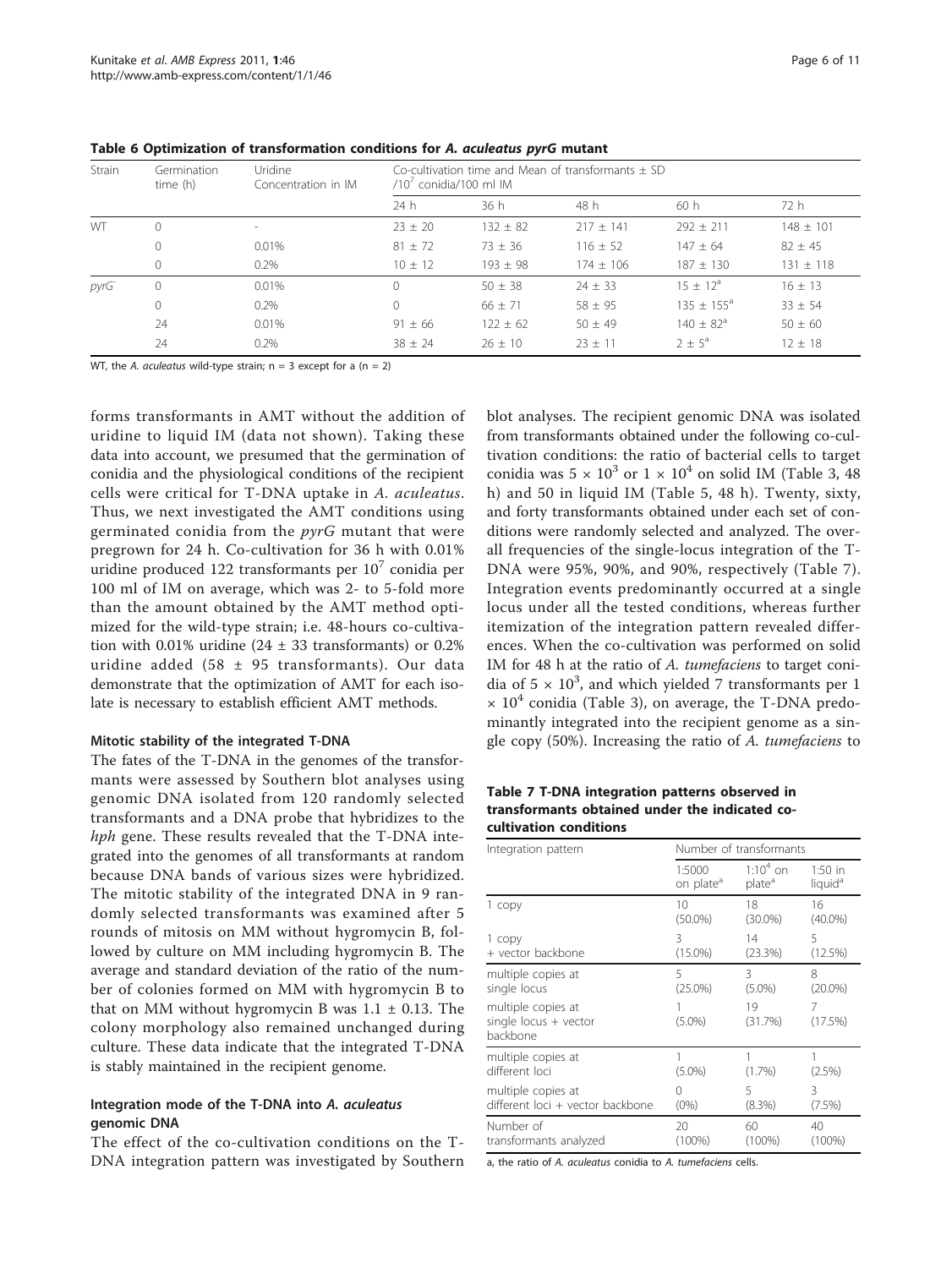**Table 6 Optimization of transformation conditions for *A. aculeatus pyrG* mutant**

| Strain | Germination time (h) | Uridine Concentration in IM | Co-cultivation time and Mean of transformants ± SD /$10^7$ conidia/100 ml IM | | | | |
|---|---|---|---|---|---|---|---|
| | | | 24 h | 36 h | 48 h | 60 h | 72 h |
| WT | 0 | - | 23 ± 20 | 132 ± 82 | 217 ± 141 | 292 ± 211 | 148 ± 101 |
| | 0 | 0.01% | 81 ± 72 | 73 ± 36 | 116 ± 52 | 147 ± 64 | 82 ± 45 |
| | 0 | 0.2% | 10 ± 12 | 193 ± 98 | 174 ± 106 | 187 ± 130 | 131 ± 118 |
| *pyrG* | 0 | 0.01% | 0 | 50 ± 38 | 24 ± 33 | 15 ± 12[a] | 16 ± 13 |
| | 0 | 0.2% | 0 | 66 ± 71 | 58 ± 95 | 135 ± 155[a] | 33 ± 54 |
| | 24 | 0.01% | 91 ± 66 | 122 ± 62 | 50 ± 49 | 140 ± 82[a] | 50 ± 60 |
| | 24 | 0.2% | 38 ± 24 | 26 ± 10 | 23 ± 11 | 2 ± 5[a] | 12 ± 18 |

WT, the *A. aculeatus* wild-type strain; n = 3 except for a (n = 2)

forms transformants in AMT without the addition of uridine to liquid IM (data not shown). Taking these data into account, we presumed that the germination of conidia and the physiological conditions of the recipient cells were critical for T-DNA uptake in *A. aculeatus*. Thus, we next investigated the AMT conditions using germinated conidia from the *pyrG* mutant that were pregrown for 24 h. Co-cultivation for 36 h with 0.01% uridine produced 122 transformants per $10^7$ conidia per 100 ml of IM on average, which was 2- to 5-fold more than the amount obtained by the AMT method optimized for the wild-type strain; i.e. 48-hours co-cultivation with 0.01% uridine (24 ± 33 transformants) or 0.2% uridine added (58 ± 95 transformants). Our data demonstrate that the optimization of AMT for each isolate is necessary to establish efficient AMT methods.

### Mitotic stability of the integrated T-DNA

The fates of the T-DNA in the genomes of the transformants were assessed by Southern blot analyses using genomic DNA isolated from 120 randomly selected transformants and a DNA probe that hybridizes to the *hph* gene. These results revealed that the T-DNA integrated into the genomes of all transformants at random because DNA bands of various sizes were hybridized. The mitotic stability of the integrated DNA in 9 randomly selected transformants was examined after 5 rounds of mitosis on MM without hygromycin B, followed by culture on MM including hygromycin B. The average and standard deviation of the ratio of the number of colonies formed on MM with hygromycin B to that on MM without hygromycin B was 1.1 ± 0.13. The colony morphology also remained unchanged during culture. These data indicate that the integrated T-DNA is stably maintained in the recipient genome.

### Integration mode of the T-DNA into *A. aculeatus* genomic DNA

The effect of the co-cultivation conditions on the T-DNA integration pattern was investigated by Southern blot analyses. The recipient genomic DNA was isolated from transformants obtained under the following co-cultivation conditions: the ratio of bacterial cells to target conidia was $5 \times 10^3$ or $1 \times 10^4$ on solid IM (Table 3, 48 h) and 50 in liquid IM (Table 5, 48 h). Twenty, sixty, and forty transformants obtained under each set of conditions were randomly selected and analyzed. The overall frequencies of the single-locus integration of the T-DNA were 95%, 90%, and 90%, respectively (Table 7). Integration events predominantly occurred at a single locus under all the tested conditions, whereas further itemization of the integration pattern revealed differences. When the co-cultivation was performed on solid IM for 48 h at the ratio of *A. tumefaciens* to target conidia of $5 \times 10^3$, and which yielded 7 transformants per 1 $\times 10^4$ conidia (Table 3), on average, the T-DNA predominantly integrated into the recipient genome as a single copy (50%). Increasing the ratio of *A. tumefaciens* to

**Table 7 T-DNA integration patterns observed in transformants obtained under the indicated co-cultivation conditions**

| Integration pattern | Number of transformants | | |
|---|---|---|---|
| | 1:5000 on plate[a] | 1:$10^4$ on plate[a] | 1:50 in liquid[a] |
| 1 copy | 10 (50.0%) | 18 (30.0%) | 16 (40.0%) |
| 1 copy + vector backbone | 3 (15.0%) | 14 (23.3%) | 5 (12.5%) |
| multiple copies at single locus | 5 (25.0%) | 3 (5.0%) | 8 (20.0%) |
| multiple copies at single locus + vector backbone | 1 (5.0%) | 19 (31.7%) | 7 (17.5%) |
| multiple copies at different loci | 1 (5.0%) | 1 (1.7%) | 1 (2.5%) |
| multiple copies at different loci + vector backbone | 0 (0%) | 5 (8.3%) | 3 (7.5%) |
| Number of transformants analyzed | 20 (100%) | 60 (100%) | 40 (100%) |

a, the ratio of *A. aculeatus* conidia to *A. tumefaciens* cells.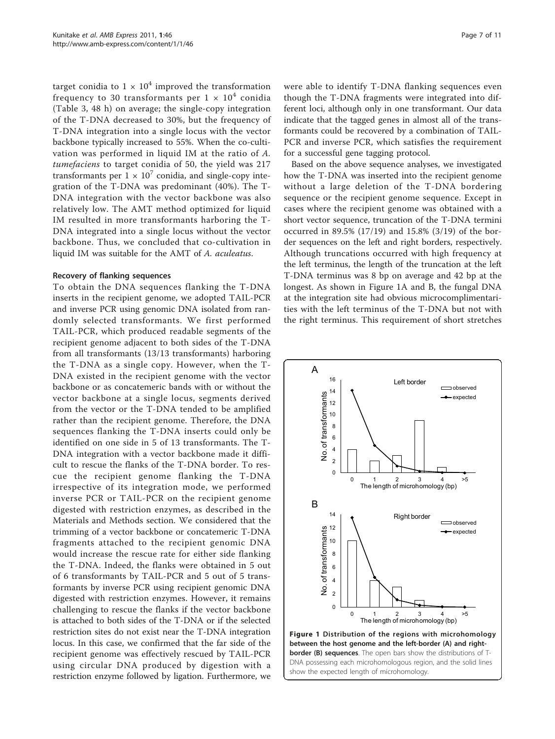target conidia to $1 \times 10^4$ improved the transformation frequency to 30 transformants per $1 \times 10^4$ conidia (Table 3, 48 h) on average; the single-copy integration of the T-DNA decreased to 30%, but the frequency of T-DNA integration into a single locus with the vector backbone typically increased to 55%. When the co-cultivation was performed in liquid IM at the ratio of *A. tumefaciens* to target conidia of 50, the yield was 217 transformants per $1 \times 10^7$ conidia, and single-copy integration of the T-DNA was predominant (40%). The T-DNA integration with the vector backbone was also relatively low. The AMT method optimized for liquid IM resulted in more transformants harboring the T-DNA integrated into a single locus without the vector backbone. Thus, we concluded that co-cultivation in liquid IM was suitable for the AMT of *A. aculeatus*.

### Recovery of flanking sequences

To obtain the DNA sequences flanking the T-DNA inserts in the recipient genome, we adopted TAIL-PCR and inverse PCR using genomic DNA isolated from randomly selected transformants. We first performed TAIL-PCR, which produced readable segments of the recipient genome adjacent to both sides of the T-DNA from all transformants (13/13 transformants) harboring the T-DNA as a single copy. However, when the T-DNA existed in the recipient genome with the vector backbone or as concatemeric bands with or without the vector backbone at a single locus, segments derived from the vector or the T-DNA tended to be amplified rather than the recipient genome. Therefore, the DNA sequences flanking the T-DNA inserts could only be identified on one side in 5 of 13 transformants. The T-DNA integration with a vector backbone made it difficult to rescue the flanks of the T-DNA border. To rescue the recipient genome flanking the T-DNA irrespective of its integration mode, we performed inverse PCR or TAIL-PCR on the recipient genome digested with restriction enzymes, as described in the Materials and Methods section. We considered that the trimming of a vector backbone or concatemeric T-DNA fragments attached to the recipient genomic DNA would increase the rescue rate for either side flanking the T-DNA. Indeed, the flanks were obtained in 5 out of 6 transformants by TAIL-PCR and 5 out of 5 transformants by inverse PCR using recipient genomic DNA digested with restriction enzymes. However, it remains challenging to rescue the flanks if the vector backbone is attached to both sides of the T-DNA or if the selected restriction sites do not exist near the T-DNA integration locus. In this case, we confirmed that the far side of the recipient genome was effectively rescued by TAIL-PCR using circular DNA produced by digestion with a restriction enzyme followed by ligation. Furthermore, we were able to identify T-DNA flanking sequences even though the T-DNA fragments were integrated into different loci, although only in one transformant. Our data indicate that the tagged genes in almost all of the transformants could be recovered by a combination of TAIL-PCR and inverse PCR, which satisfies the requirement for a successful gene tagging protocol.

Based on the above sequence analyses, we investigated how the T-DNA was inserted into the recipient genome without a large deletion of the T-DNA bordering sequence or the recipient genome sequence. Except in cases where the recipient genome was obtained with a short vector sequence, truncation of the T-DNA termini occurred in 89.5% (17/19) and 15.8% (3/19) of the border sequences on the left and right borders, respectively. Although truncations occurred with high frequency at the left terminus, the length of the truncation at the left T-DNA terminus was 8 bp on average and 42 bp at the longest. As shown in Figure 1A and B, the fungal DNA at the integration site had obvious microcomplimentarities with the left terminus of the T-DNA but not with the right terminus. This requirement of short stretches

**Figure 1 Distribution of the regions with microhomology between the host genome and the left-border (A) and right-border (B) sequences**. The open bars show the distributions of T-DNA possessing each microhomologous region, and the solid lines show the expected length of microhomology.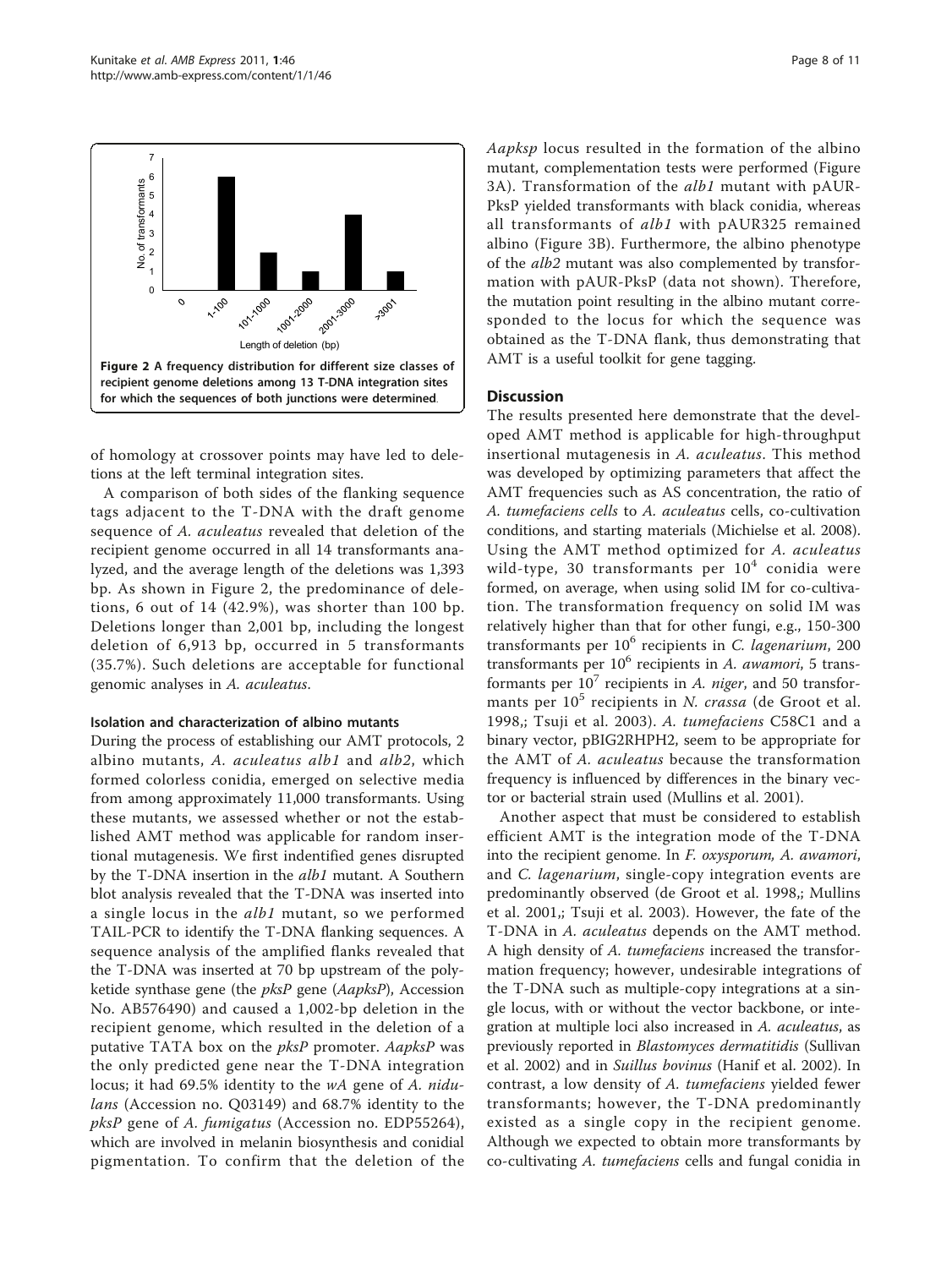**Figure 2 A frequency distribution for different size classes of recipient genome deletions among 13 T-DNA integration sites for which the sequences of both junctions were determined.**

of homology at crossover points may have led to deletions at the left terminal integration sites.

A comparison of both sides of the flanking sequence tags adjacent to the T-DNA with the draft genome sequence of *A. aculeatus* revealed that deletion of the recipient genome occurred in all 14 transformants analyzed, and the average length of the deletions was 1,393 bp. As shown in Figure 2, the predominance of deletions, 6 out of 14 (42.9%), was shorter than 100 bp. Deletions longer than 2,001 bp, including the longest deletion of 6,913 bp, occurred in 5 transformants (35.7%). Such deletions are acceptable for functional genomic analyses in *A. aculeatus*.

### Isolation and characterization of albino mutants

During the process of establishing our AMT protocols, 2 albino mutants, *A. aculeatus alb1* and *alb2*, which formed colorless conidia, emerged on selective media from among approximately 11,000 transformants. Using these mutants, we assessed whether or not the established AMT method was applicable for random insertional mutagenesis. We first indentified genes disrupted by the T-DNA insertion in the *alb1* mutant. A Southern blot analysis revealed that the T-DNA was inserted into a single locus in the *alb1* mutant, so we performed TAIL-PCR to identify the T-DNA flanking sequences. A sequence analysis of the amplified flanks revealed that the T-DNA was inserted at 70 bp upstream of the polyketide synthase gene (the *pksP* gene (*AapksP*), Accession No. AB576490) and caused a 1,002-bp deletion in the recipient genome, which resulted in the deletion of a putative TATA box on the *pksP* promoter. *AapksP* was the only predicted gene near the T-DNA integration locus; it had 69.5% identity to the *wA* gene of *A. nidulans* (Accession no. Q03149) and 68.7% identity to the *pksP* gene of *A. fumigatus* (Accession no. EDP55264), which are involved in melanin biosynthesis and conidial pigmentation. To confirm that the deletion of the *Aapksp* locus resulted in the formation of the albino mutant, complementation tests were performed (Figure 3A). Transformation of the *alb1* mutant with pAUR-PksP yielded transformants with black conidia, whereas all transformants of *alb1* with pAUR325 remained albino (Figure 3B). Furthermore, the albino phenotype of the *alb2* mutant was also complemented by transformation with pAUR-PksP (data not shown). Therefore, the mutation point resulting in the albino mutant corresponded to the locus for which the sequence was obtained as the T-DNA flank, thus demonstrating that AMT is a useful toolkit for gene tagging.

## Discussion

The results presented here demonstrate that the developed AMT method is applicable for high-throughput insertional mutagenesis in *A. aculeatus*. This method was developed by optimizing parameters that affect the AMT frequencies such as AS concentration, the ratio of *A. tumefaciens cells* to *A. aculeatus* cells, co-cultivation conditions, and starting materials (Michielse et al. 2008). Using the AMT method optimized for *A. aculeatus* wild-type, 30 transformants per $10^4$ conidia were formed, on average, when using solid IM for co-cultivation. The transformation frequency on solid IM was relatively higher than that for other fungi, e.g., 150-300 transformants per $10^6$ recipients in *C. lagenarium*, 200 transformants per $10^6$ recipients in *A. awamori*, 5 transformants per $10^7$ recipients in *A. niger*, and 50 transformants per $10^5$ recipients in *N. crassa* (de Groot et al. 1998,; Tsuji et al. 2003). *A. tumefaciens* C58C1 and a binary vector, pBIG2RHPH2, seem to be appropriate for the AMT of *A. aculeatus* because the transformation frequency is influenced by differences in the binary vector or bacterial strain used (Mullins et al. 2001).

Another aspect that must be considered to establish efficient AMT is the integration mode of the T-DNA into the recipient genome. In *F. oxysporum, A. awamori*, and *C. lagenarium*, single-copy integration events are predominantly observed (de Groot et al. 1998,; Mullins et al. 2001,; Tsuji et al. 2003). However, the fate of the T-DNA in *A. aculeatus* depends on the AMT method. A high density of *A. tumefaciens* increased the transformation frequency; however, undesirable integrations of the T-DNA such as multiple-copy integrations at a single locus, with or without the vector backbone, or integration at multiple loci also increased in *A. aculeatus*, as previously reported in *Blastomyces dermatitidis* (Sullivan et al. 2002) and in *Suillus bovinus* (Hanif et al. 2002). In contrast, a low density of *A. tumefaciens* yielded fewer transformants; however, the T-DNA predominantly existed as a single copy in the recipient genome. Although we expected to obtain more transformants by co-cultivating *A. tumefaciens* cells and fungal conidia in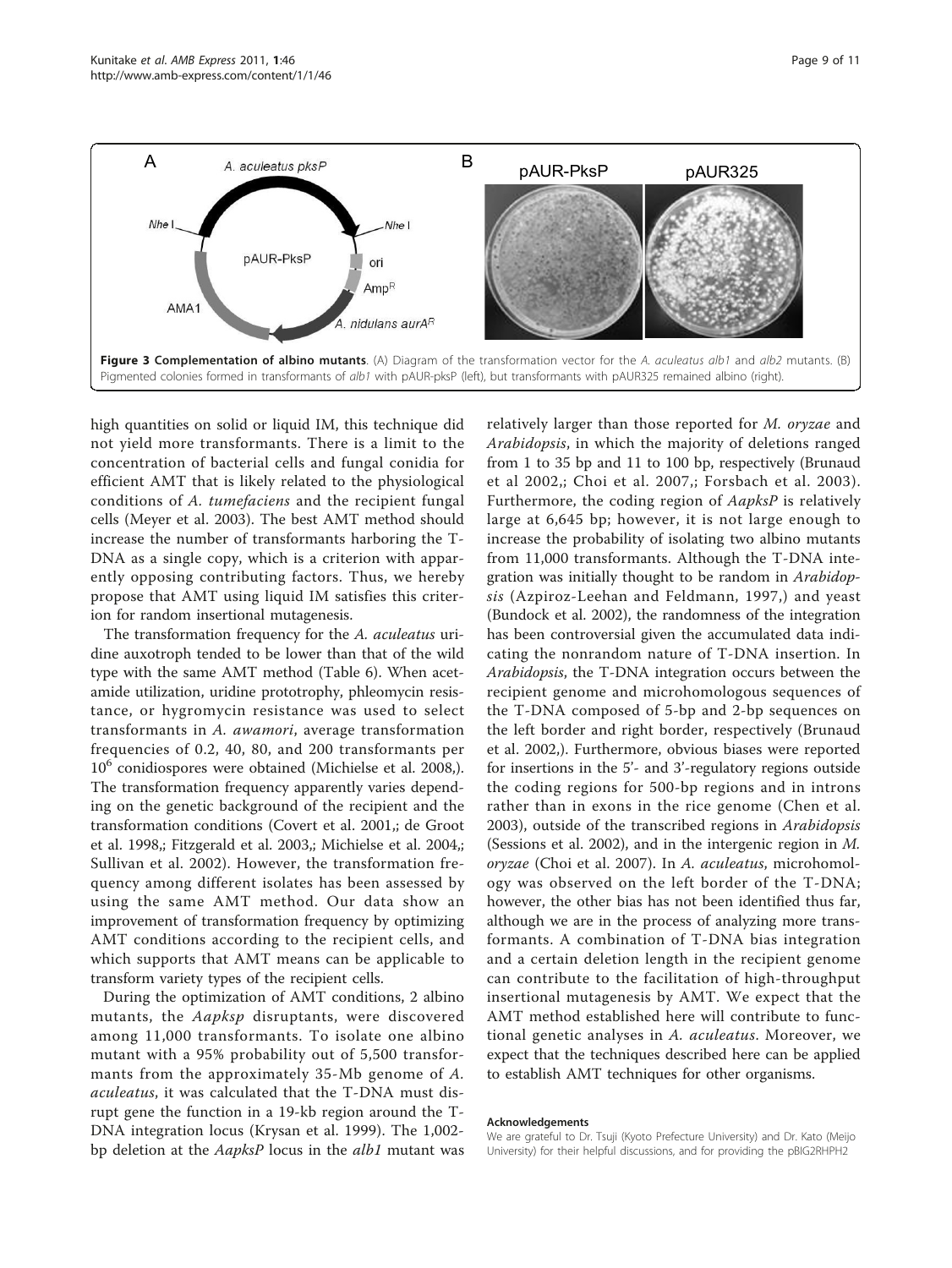**Figure 3 Complementation of albino mutants**. (A) Diagram of the transformation vector for the *A. aculeatus alb1* and *alb2* mutants. (B) Pigmented colonies formed in transformants of *alb1* with pAUR-pksP (left), but transformants with pAUR325 remained albino (right).

high quantities on solid or liquid IM, this technique did not yield more transformants. There is a limit to the concentration of bacterial cells and fungal conidia for efficient AMT that is likely related to the physiological conditions of *A. tumefaciens* and the recipient fungal cells (Meyer et al. 2003). The best AMT method should increase the number of transformants harboring the T-DNA as a single copy, which is a criterion with apparently opposing contributing factors. Thus, we hereby propose that AMT using liquid IM satisfies this criterion for random insertional mutagenesis.

The transformation frequency for the *A. aculeatus* uridine auxotroph tended to be lower than that of the wild type with the same AMT method (Table 6). When acetamide utilization, uridine prototrophy, phleomycin resistance, or hygromycin resistance was used to select transformants in *A. awamori*, average transformation frequencies of 0.2, 40, 80, and 200 transformants per $10^6$ conidiospores were obtained (Michielse et al. 2008,). The transformation frequency apparently varies depending on the genetic background of the recipient and the transformation conditions (Covert et al. 2001,; de Groot et al. 1998,; Fitzgerald et al. 2003,; Michielse et al. 2004,; Sullivan et al. 2002). However, the transformation frequency among different isolates has been assessed by using the same AMT method. Our data show an improvement of transformation frequency by optimizing AMT conditions according to the recipient cells, and which supports that AMT means can be applicable to transform variety types of the recipient cells.

During the optimization of AMT conditions, 2 albino mutants, the *Aapksp* disruptants, were discovered among 11,000 transformants. To isolate one albino mutant with a 95% probability out of 5,500 transformants from the approximately 35-Mb genome of *A. aculeatus*, it was calculated that the T-DNA must disrupt gene the function in a 19-kb region around the T-DNA integration locus (Krysan et al. 1999). The 1,002-bp deletion at the *AapksP* locus in the *alb1* mutant was relatively larger than those reported for *M. oryzae* and *Arabidopsis*, in which the majority of deletions ranged from 1 to 35 bp and 11 to 100 bp, respectively (Brunaud et al 2002,; Choi et al. 2007,; Forsbach et al. 2003). Furthermore, the coding region of *AapksP* is relatively large at 6,645 bp; however, it is not large enough to increase the probability of isolating two albino mutants from 11,000 transformants. Although the T-DNA integration was initially thought to be random in *Arabidopsis* (Azpiroz-Leehan and Feldmann, 1997,) and yeast (Bundock et al. 2002), the randomness of the integration has been controversial given the accumulated data indicating the nonrandom nature of T-DNA insertion. In *Arabidopsis*, the T-DNA integration occurs between the recipient genome and microhomologous sequences of the T-DNA composed of 5-bp and 2-bp sequences on the left border and right border, respectively (Brunaud et al. 2002,). Furthermore, obvious biases were reported for insertions in the 5'- and 3'-regulatory regions outside the coding regions for 500-bp regions and in introns rather than in exons in the rice genome (Chen et al. 2003), outside of the transcribed regions in *Arabidopsis* (Sessions et al. 2002), and in the intergenic region in *M. oryzae* (Choi et al. 2007). In *A. aculeatus*, microhomology was observed on the left border of the T-DNA; however, the other bias has not been identified thus far, although we are in the process of analyzing more transformants. A combination of T-DNA bias integration and a certain deletion length in the recipient genome can contribute to the facilitation of high-throughput insertional mutagenesis by AMT. We expect that the AMT method established here will contribute to functional genetic analyses in *A. aculeatus*. Moreover, we expect that the techniques described here can be applied to establish AMT techniques for other organisms.

#### Acknowledgements

We are grateful to Dr. Tsuji (Kyoto Prefecture University) and Dr. Kato (Meijo University) for their helpful discussions, and for providing the pBIG2RHPH2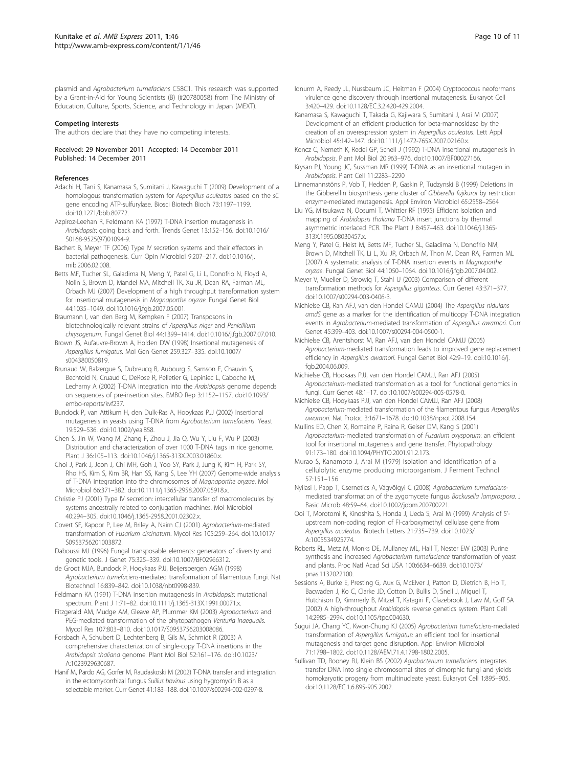plasmid and *Agrobacterium tumefaciens* C58C1. This research was supported by a Grant-in-Aid for Young Scientists (B) (#20780058) from The Ministry of Education, Culture, Sports, Science, and Technology in Japan (MEXT).

#### Competing interests

The authors declare that they have no competing interests.

Received: 29 November 2011 Accepted: 14 December 2011
Published: 14 December 2011

#### References

- Adachi H, Tani S, Kanamasa S, Sumitani J, Kawaguchi T (2009) Development of a homologous transformation system for *Aspergillus aculeatus* based on the *sC* gene encoding ATP-sulfurylase. Biosci Biotech Bioch 73:1197–1199. doi:10.1271/bbb.80772.
- Azpiroz-Leehan R, Feldmann KA (1997) T-DNA insertion mutagenesis in *Arabidopsis*: going back and forth. Trends Genet 13:152–156. doi:10.1016/S0168-9525(97)01094-9.
- Bachert B, Meyer TF (2006) Type IV secretion systems and their effectors in bacterial pathogenesis. Curr Opin Microbiol 9:207–217. doi:10.1016/j.mib.2006.02.008.
- Betts MF, Tucher SL, Galadima N, Meng Y, Patel G, Li L, Donofrio N, Floyd A, Nolin S, Brown D, Mandel MA, Mitchell TK, Xu JR, Dean RA, Farman ML, Orbach MJ (2007) Development of a high throughput transformation system for insertional mutagenesis in *Magnaporthe oryzae*. Fungal Genet Biol 44:1035–1049. doi:10.1016/j.fgb.2007.05.001.
- Braumann I, van den Berg M, Kempken F (2007) Transposons in biotechnologically relevant strains of *Aspergillus niger* and *Penicillium chrysogenum*. Fungal Genet Biol 44:1399–1414. doi:10.1016/j.fgb.2007.07.010.
- Brown JS, Aufauvre-Brown A, Holden DW (1998) Insertional mutagenesis of *Aspergillus fumigatus*. Mol Gen Genet 259:327–335. doi:10.1007/s004380050819.
- Brunaud W, Balzergue S, Dubreucq B, Aubourg S, Samson F, Chauvin S, Bechtold N, Cruaud C, DeRose R, Pelletier G, Lepiniec L, Caboche M, Lecharny A (2002) T-DNA integration into the *Arabidopsis* genome depends on sequences of pre-insertion sites. EMBO Rep 3:1152–1157. doi:10.1093/embo-reports/kvf237.
- Bundock P, van Attikum H, den Dulk-Ras A, Hooykaas PJJ (2002) Insertional mutagenesis in yeasts using T-DNA from *Agrobacterium tumefaciens*. Yeast 19:529–536. doi:10.1002/yea.858.
- Chen S, Jin W, Wang M, Zhang F, Zhou J, Jia Q, Wu Y, Liu F, Wu P (2003) Distribution and characterization of over 1000 T-DNA tags in rice genome. Plant J 36:105–113. doi:10.1046/j.1365-313X.2003.01860.x.
- Choi J, Park J, Jeon J, Chi MH, Goh J, Yoo SY, Park J, Jung K, Kim H, Park SY, Rho HS, Kim S, Kim BR, Han SS, Kang S, Lee YH (2007) Genome-wide analysis of T-DNA integration into the chromosomes of *Magnaporthe oryzae*. Mol Microbiol 66:371–382. doi:10.1111/j.1365-2958.2007.05918.x.
- Christie PJ (2001) Type IV secretion: intercellular transfer of macromolecules by systems ancestrally related to conjugation machines. Mol Microbiol 40:294–305. doi:10.1046/j.1365-2958.2001.02302.x.
- Covert SF, Kapoor P, Lee M, Briley A, Nairn CJ (2001) *Agrobacterium*-mediated transformation of *Fusarium circinatum*. Mycol Res 105:259–264. doi:10.1017/S0953756201003872.
- Daboussi MJ (1996) Fungal transposable elements: generators of diversity and genetic tools. J Genet 75:325–339. doi:10.1007/BF02966312.
- de Groot MJA, Bundock P, Hooykaas PJJ, Beijersbergen AGM (1998) *Agrobacterium tumefaciens*-mediated transformation of filamentous fungi. Nat Biotechnol 16:839–842. doi:10.1038/nbt0998-839.
- Feldmann KA (1991) T-DNA insertion mutagenesis in *Arabidopsis*: mutational spectrum. Plant J 1:71–82. doi:10.1111/j.1365-313X.1991.00071.x.
- Fitzgerald AM, Mudge AM, Gleave AP, Plummer KM (2003) *Agrobacterium* and PEG-mediated transformation of the phytopathogen *Venturia inaequalis*. Mycol Res 107:803–810. doi:10.1017/S0953756203008086.
- Forsbach A, Schubert D, Lechtenberg B, Gils M, Schmidt R (2003) A comprehensive characterization of single-copy T-DNA insertions in the *Arabidopsis thaliana* genome. Plant Mol Biol 52:161–176. doi:10.1023/A:1023929630687.
- Hanif M, Pardo AG, Gorfer M, Raudaskoski M (2002) T-DNA transfer and integration in the ectomycorrhizal fungus *Suillus bovinus* using hygromycin B as a selectable marker. Curr Genet 41:183–188. doi:10.1007/s00294-002-0297-8.
- Idnurm A, Reedy JL, Nussbaum JC, Heitman F (2004) Cryptococcus neoformans virulence gene discovery through insertional mutagenesis. Eukaryot Cell 3:420–429. doi:10.1128/EC.3.2.420-429.2004.
- Kanamasa S, Kawaguchi T, Takada G, Kajiwara S, Sumitani J, Arai M (2007) Development of an efficient production for beta-mannosidase by the creation of an overexpression system in *Aspergillus aculeatus*. Lett Appl Microbiol 45:142–147. doi:10.1111/j.1472-765X.2007.02160.x.
- Koncz C, Nemeth K, Redei GP, Schell J (1992) T-DNA insertional mutagenesis in *Arabidopsis*. Plant Mol Biol 20:963–976. doi:10.1007/BF00027166.
- Krysan PJ, Young JC, Sussman MR (1999) T-DNA as an insertional mutagen in *Arabidopsis*. Plant Cell 11:2283–2290
- Linnemannstöns P, Vob T, Hedden P, Gaskin P, Tudzynski B (1999) Deletions in the Gibberellin biosynthesis gene cluster of *Gibberella fujikuroi* by restriction enzyme-mediated mutagenesis. Appl Environ Microbiol 65:2558–2564
- Liu YG, Mitsukawa N, Oosumi T, Whittier RF (1995) Efficient isolation and mapping of *Arabidopsis thaliana* T-DNA insert junctions by thermal asymmetric interlaced PCR. The Plant J 8:457–463. doi:10.1046/j.1365-313X.1995.08030457.x.
- Meng Y, Patel G, Heist M, Betts MF, Tucher SL, Galadima N, Donofrio NM, Brown D, Mitchell TK, Li L, Xu JR, Orbach M, Thon M, Dean RA, Farman ML (2007) A systematic analysis of T-DNA insertion events in *Magnaporthe oryzae*. Fungal Genet Biol 44:1050–1064. doi:10.1016/j.fgb.2007.04.002.
- Meyer V, Mueller D, Strowig T, Stahl U (2003) Comparison of different transformation methods for *Aspergillus giganteus*. Curr Genet 43:371–377. doi:10.1007/s00294-003-0406-3.
- Michielse CB, Ran AFJ, van den Hondel CAMJJ (2004) The *Aspergillus nidulans amdS* gene as a marker for the identification of multicopy T-DNA integration events in *Agrobacterium*-mediated transformation of *Aspergillus awamori*. Curr Genet 45:399–403. doi:10.1007/s00294-004-0500-1.
- Michielse CB, Arentshorst M, Ran AFJ, van den Hondel CAMJJ (2005) *Agrobacterium*-mediated transformation leads to improved gene replacement efficiency in *Aspergillus awamori*. Fungal Genet Biol 42:9–19. doi:10.1016/j.fgb.2004.06.009.
- Michielse CB, Hookaas PJJ, van den Hondel CAMJJ, Ran AFJ (2005) *Agrobacteirum*-mediated transformation as a tool for functional genomics in fungi. Curr Genet 48:1–17. doi:10.1007/s00294-005-0578-0.
- Michielse CB, Hooykaas PJJ, van den Hondel CAMJJ, Ran AFJ (2008) *Agrobacterium*-mediated transformation of the filamentous fungus *Aspergillus awamori*. Nat Protoc 3:1671–1678. doi:10.1038/nprot.2008.154.
- Mullins ED, Chen X, Romaine P, Raina R, Geiser DM, Kang S (2001) *Agrobacterium*-mediated transformation of *Fusarium oxysporum*: an efficient tool for insertional mutagenesis and gene transfer. Phytopathology 91:173–180. doi:10.1094/PHYTO.2001.91.2.173.
- Murao S, Kanamoto J, Arai M (1979) Isolation and identification of a cellulolytic enzyme producing microorganism. J Ferment Technol 57:151–156
- Nyilasi I, Papp T, Csernetics A, Vágvölgyi C (2008) *Agrobacterium tumefaciens*-mediated transformation of the zygomycete fungus *Backusella lamprospora*. J Basic Microb 48:59–64. doi:10.1002/jobm.200700221.
- Ooi T, Morotomi K, Kinoshita S, Honda J, Ueda S, Arai M (1999) Analysis of 5'-upstream non-coding region of FI-carboxymethyl cellulase gene from *Aspergillus aculeatus*. Biotech Letters 21:735–739. doi:10.1023/A:1005534925774.
- Roberts RL, Metz M, Monks DE, Mullaney ML, Hall T, Nester EW (2003) Purine synthesis and increased *Agrobacterium tumefacience* transformation of yeast and plants. Proc Natl Acad Sci USA 100:6634–6639. doi:10.1073/pnas.1132022100.
- Sessions A, Burke E, Presting G, Aux G, McElver J, Patton D, Dietrich B, Ho T, Bacwaden J, Ko C, Clarke JD, Cotton D, Bullis D, Snell J, Miguel T, Hutchison D, Kimmerly B, Mitzel T, Katagiri F, Glazebrook J, Law M, Goff SA (2002) A high-throughput *Arabidopsis* reverse genetics system. Plant Cell 14:2985–2994. doi:10.1105/tpc.004630.
- Sugui JA, Chang YC, Kwon-Chung KJ (2005) *Agrobacterium tumefaciens*-mediated transformation of *Aspergillus fumigatus*: an efficient tool for insertional mutagenesis and target gene disruption. Appl Environ Microbiol 71:1798–1802. doi:10.1128/AEM.71.4.1798-1802.2005.
- Sullivan TD, Rooney RJ, Klein BS (2002) *Agrobacterium tumefaciens* integrates transfer DNA into single chromosomal sites of dimorphic fungi and yields homokaryotic progeny from multinucleate yeast. Eukaryot Cell 1:895–905. doi:10.1128/EC.1.6.895-905.2002.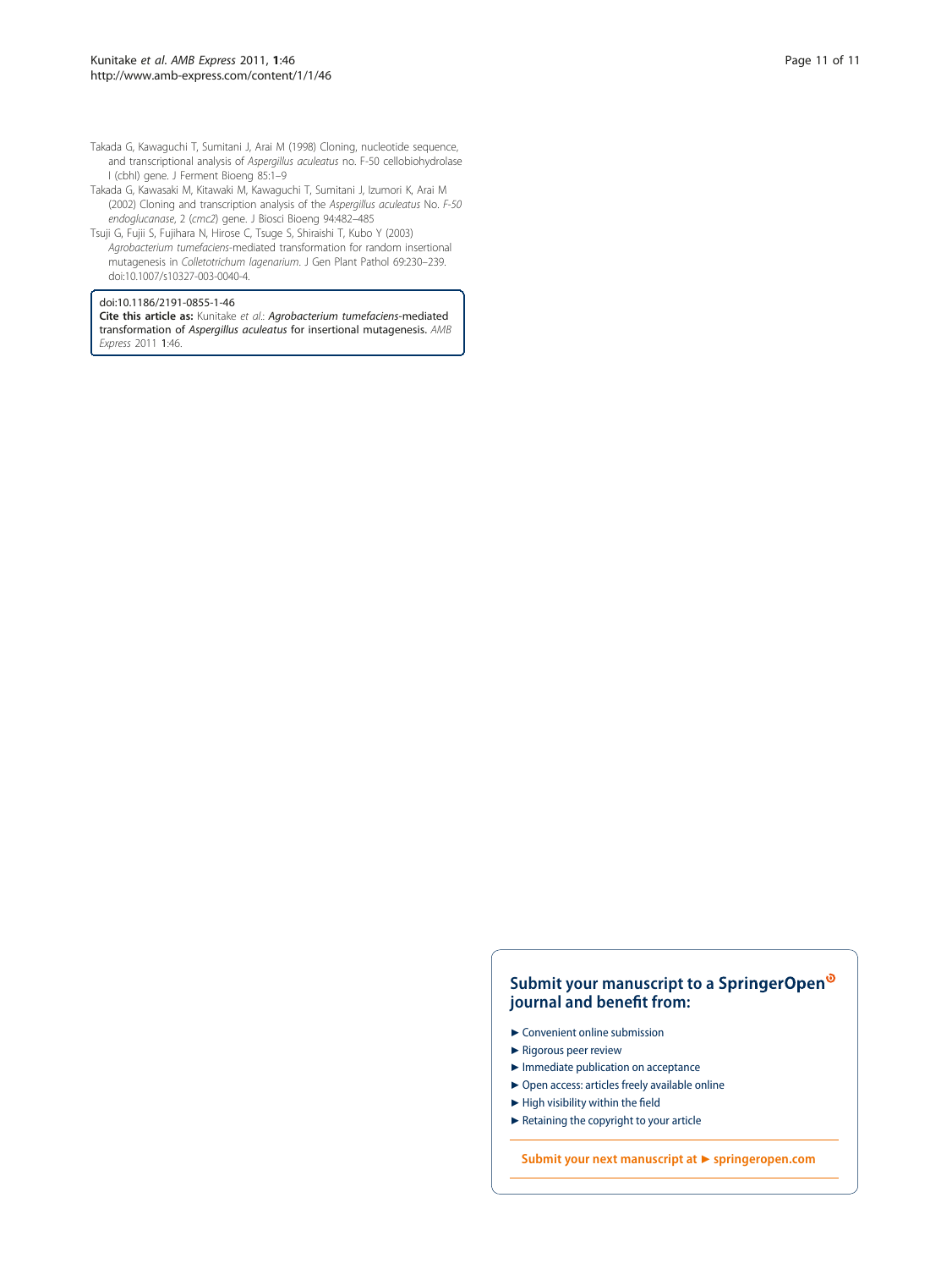Takada G, Kawaguchi T, Sumitani J, Arai M (1998) Cloning, nucleotide sequence, and transcriptional analysis of *Aspergillus aculeatus* no. F-50 cellobiohydrolase I (cbhI) gene. J Ferment Bioeng 85:1–9

Takada G, Kawasaki M, Kitawaki M, Kawaguchi T, Sumitani J, Izumori K, Arai M (2002) Cloning and transcription analysis of the *Aspergillus aculeatus* No. *F-50 endoglucanase*, 2 (*cmc2*) gene. J Biosci Bioeng 94:482–485

Tsuji G, Fujii S, Fujihara N, Hirose C, Tsuge S, Shiraishi T, Kubo Y (2003) *Agrobacterium tumefaciens*-mediated transformation for random insertional mutagenesis in *Colletotrichum lagenarium*. J Gen Plant Pathol 69:230–239. doi:10.1007/s10327-003-0040-4.

doi:10.1186/2191-0855-1-46

**Cite this article as:** Kunitake *et al.*: *Agrobacterium tumefaciens*-mediated transformation of *Aspergillus aculeatus* for insertional mutagenesis. *AMB Express* 2011 **1**:46.

**Submit your manuscript to a SpringerOpen journal and benefit from:**

- ► Convenient online submission
- ► Rigorous peer review
- ► Immediate publication on acceptance
- ► Open access: articles freely available online
- ► High visibility within the field
- ► Retaining the copyright to your article

**Submit your next manuscript at ► springeropen.com**